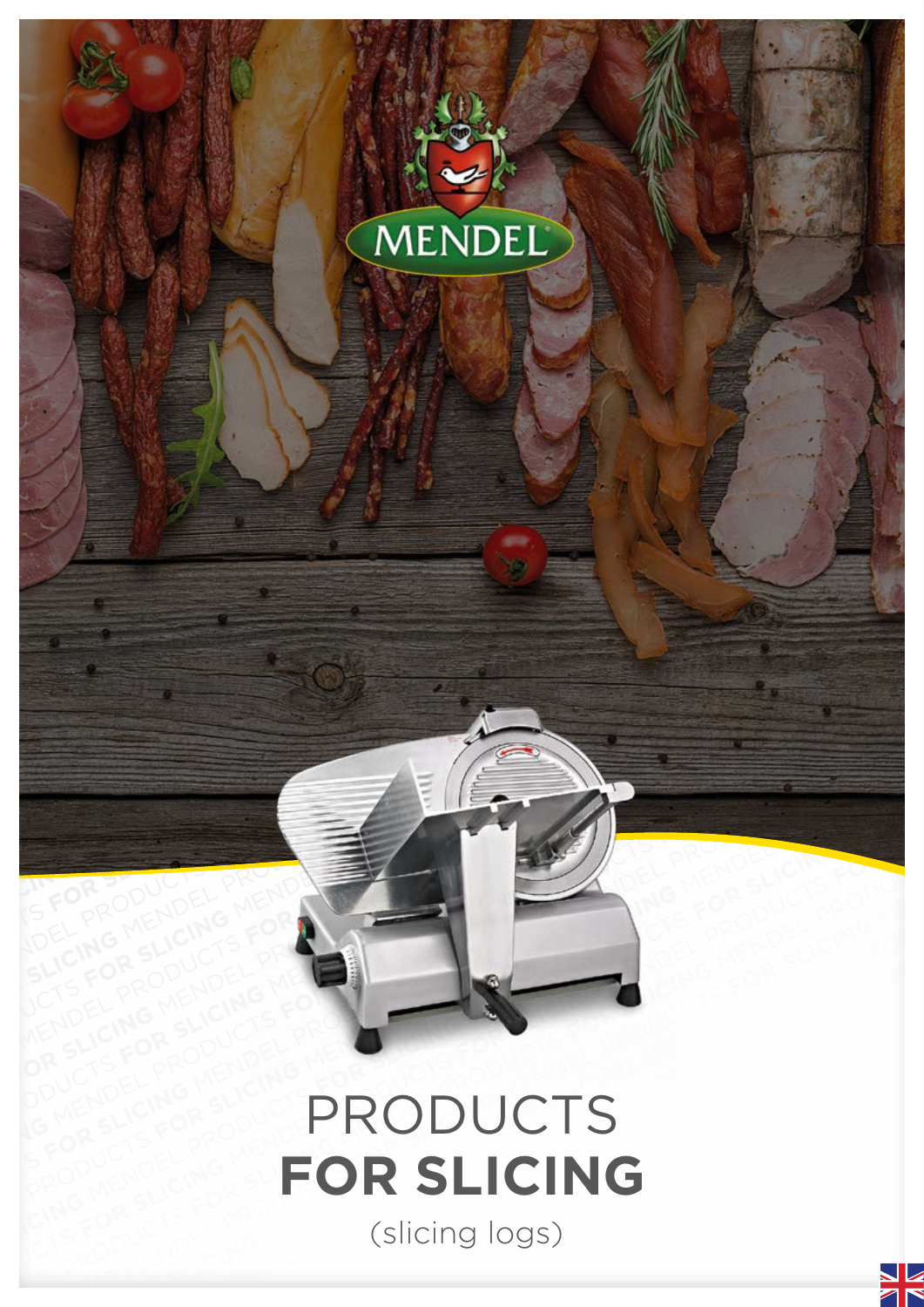MENDEL

# PRODUCTS **FOR SLICING**

(slicing logs)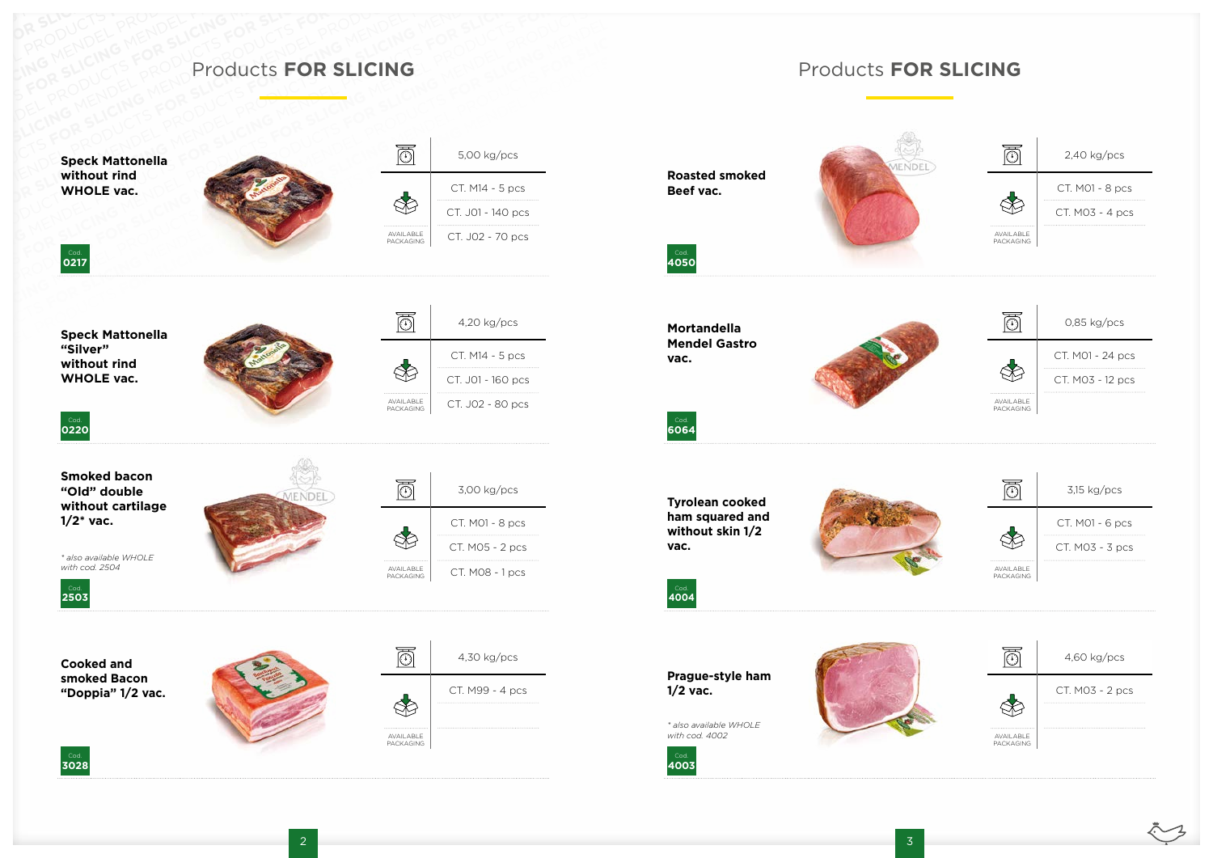## Products **FOR SLICING**

**Speck Mattonella without rind WHOLE vac.**

Cod. 0217

| Weight | Available packaging |
|---|---|
| 5,00 kg/pcs | CT. M14 - 5 pcs |
| | CT. J01 - 140 pcs |
| | CT. J02 - 70 pcs |

**Speck Mattonella “Silver” without rind WHOLE vac.**

Cod. 0220

| Weight | Available packaging |
|---|---|
| 4,20 kg/pcs | CT. M14 - 5 pcs |
| | CT. J01 - 160 pcs |
| | CT. J02 - 80 pcs |

**Smoked bacon “Old” double without cartilage 1/2* vac.**

*\* also available WHOLE with cod. 2504*

Cod. 2503

| Weight | Available packaging |
|---|---|
| 3,00 kg/pcs | CT. M01 - 8 pcs |
| | CT. M05 - 2 pcs |
| | CT. M08 - 1 pcs |

**Cooked and smoked Bacon “Doppia” 1/2 vac.**

Cod. 3028

| Weight | Available packaging |
|---|---|
| 4,30 kg/pcs | CT. M99 - 4 pcs |

## Products **FOR SLICING**

**Roasted smoked Beef vac.**

Cod. 4050

| Weight | Available packaging |
|---|---|
| 2,40 kg/pcs | CT. M01 - 8 pcs |
| | CT. M03 - 4 pcs |

**Mortandella Mendel Gastro vac.**

Cod. 6064

| Weight | Available packaging |
|---|---|
| 0,85 kg/pcs | CT. M01 - 24 pcs |
| | CT. M03 - 12 pcs |

**Tyrolean cooked ham squared and without skin 1/2 vac.**

Cod. 4004

| Weight | Available packaging |
|---|---|
| 3,15 kg/pcs | CT. M01 - 6 pcs |
| | CT. M03 - 3 pcs |

**Prague-style ham 1/2 vac.**

*\* also available WHOLE with cod. 4002*

Cod. 4003

| Weight | Available packaging |
|---|---|
| 4,60 kg/pcs | CT. M03 - 2 pcs |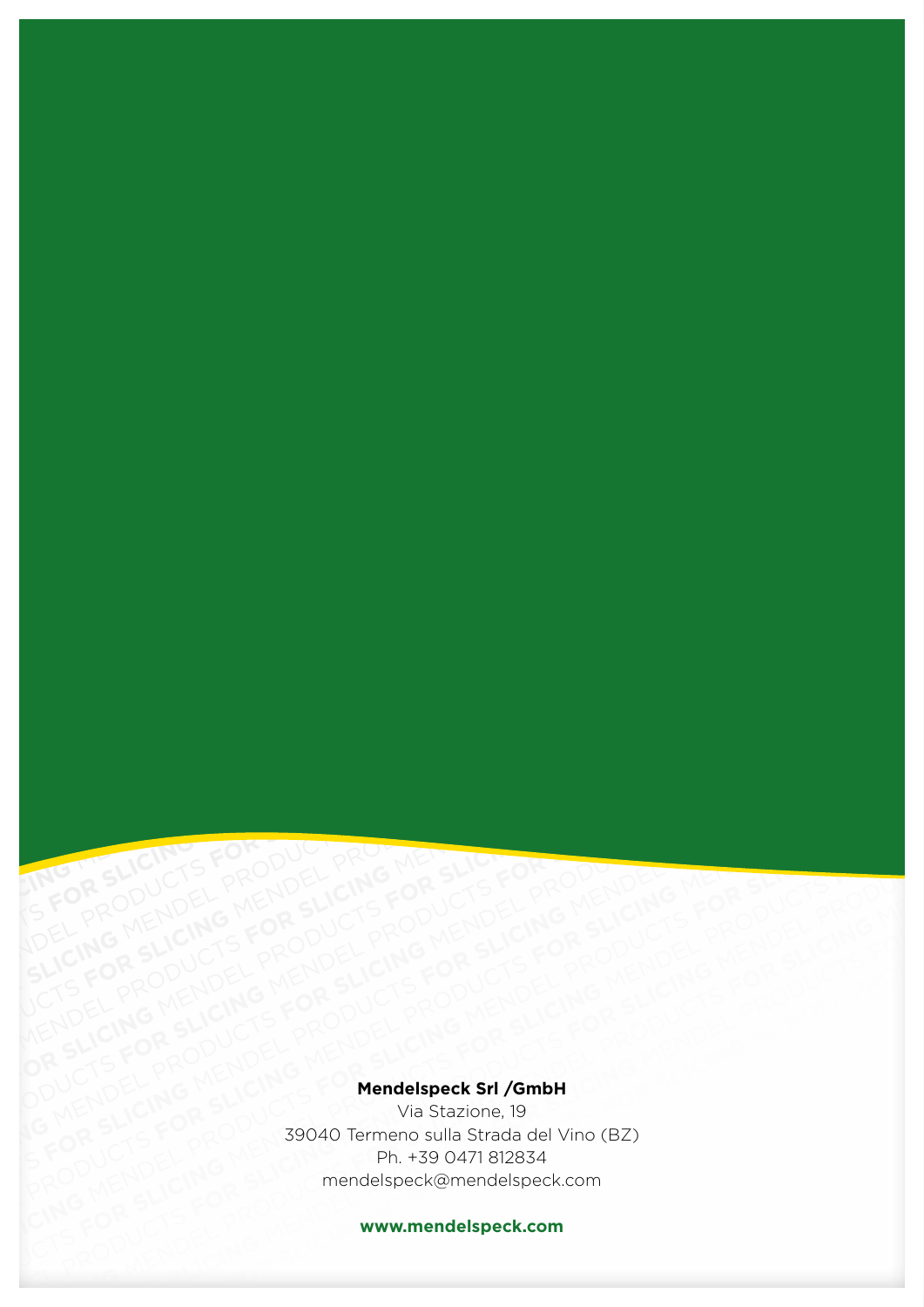**Mendelspeck Srl /GmbH**
Via Stazione, 19
39040 Termeno sulla Strada del Vino (BZ)
Ph. +39 0471 812834
mendelspeck@mendelspeck.com

**www.mendelspeck.com**